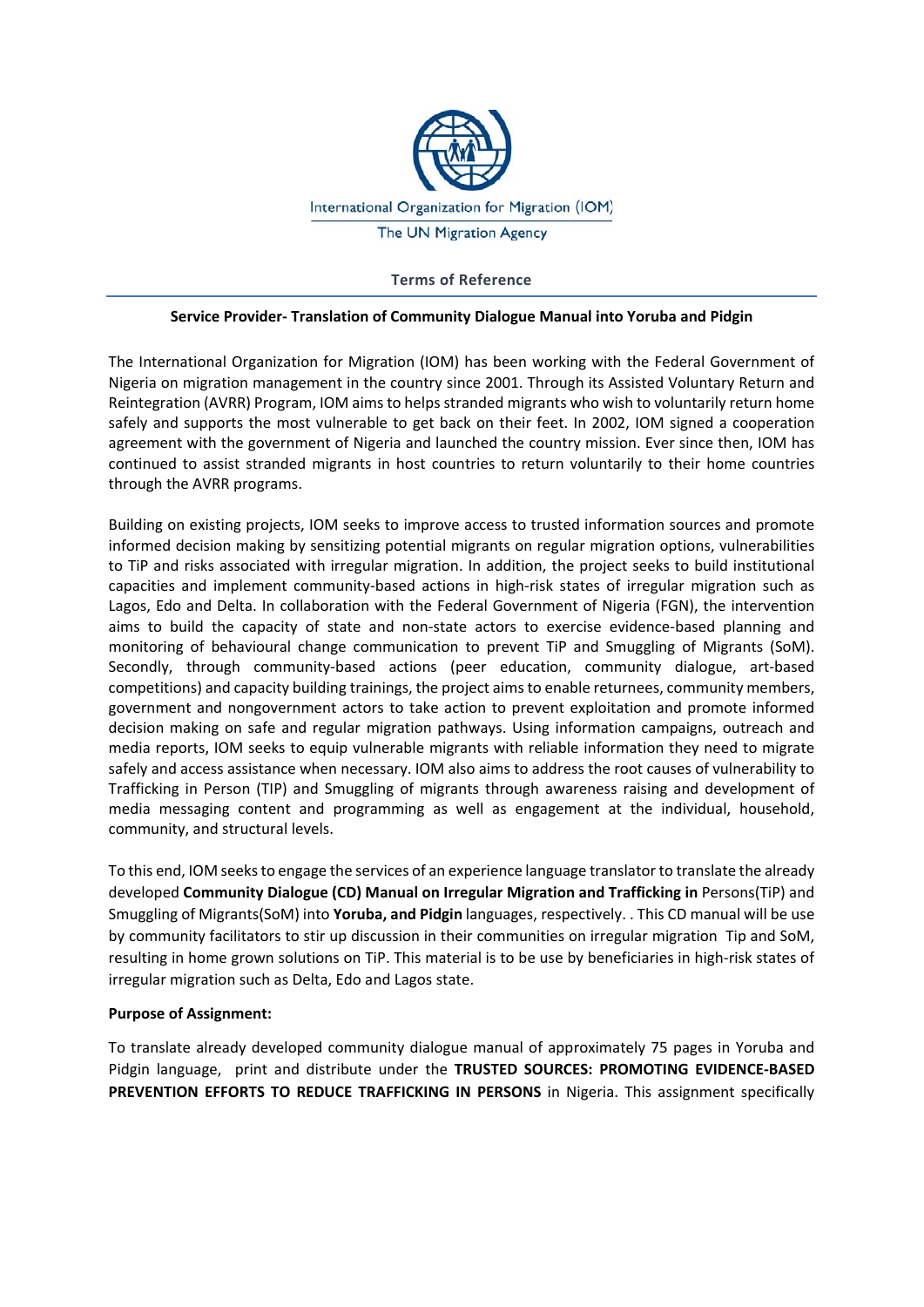International Organization for Migration (IOM)

The UN Migration Agency

## Terms of Reference

### Service Provider- Translation of Community Dialogue Manual into Yoruba and Pidgin

The International Organization for Migration (IOM) has been working with the Federal Government of Nigeria on migration management in the country since 2001. Through its Assisted Voluntary Return and Reintegration (AVRR) Program, IOM aims to helps stranded migrants who wish to voluntarily return home safely and supports the most vulnerable to get back on their feet. In 2002, IOM signed a cooperation agreement with the government of Nigeria and launched the country mission. Ever since then, IOM has continued to assist stranded migrants in host countries to return voluntarily to their home countries through the AVRR programs.

Building on existing projects, IOM seeks to improve access to trusted information sources and promote informed decision making by sensitizing potential migrants on regular migration options, vulnerabilities to TiP and risks associated with irregular migration. In addition, the project seeks to build institutional capacities and implement community-based actions in high-risk states of irregular migration such as Lagos, Edo and Delta. In collaboration with the Federal Government of Nigeria (FGN), the intervention aims to build the capacity of state and non-state actors to exercise evidence-based planning and monitoring of behavioural change communication to prevent TiP and Smuggling of Migrants (SoM). Secondly, through community-based actions (peer education, community dialogue, art-based competitions) and capacity building trainings, the project aims to enable returnees, community members, government and nongovernment actors to take action to prevent exploitation and promote informed decision making on safe and regular migration pathways. Using information campaigns, outreach and media reports, IOM seeks to equip vulnerable migrants with reliable information they need to migrate safely and access assistance when necessary. IOM also aims to address the root causes of vulnerability to Trafficking in Person (TIP) and Smuggling of migrants through awareness raising and development of media messaging content and programming as well as engagement at the individual, household, community, and structural levels.

To this end, IOM seeks to engage the services of an experience language translator to translate the already developed **Community Dialogue (CD) Manual on Irregular Migration and Trafficking in** Persons(TiP) and Smuggling of Migrants(SoM) into **Yoruba, and Pidgin** languages, respectively. . This CD manual will be use by community facilitators to stir up discussion in their communities on irregular migration Tip and SoM, resulting in home grown solutions on TiP. This material is to be use by beneficiaries in high-risk states of irregular migration such as Delta, Edo and Lagos state.

**Purpose of Assignment:**

To translate already developed community dialogue manual of approximately 75 pages in Yoruba and Pidgin language, print and distribute under the **TRUSTED SOURCES: PROMOTING EVIDENCE-BASED PREVENTION EFFORTS TO REDUCE TRAFFICKING IN PERSONS** in Nigeria. This assignment specifically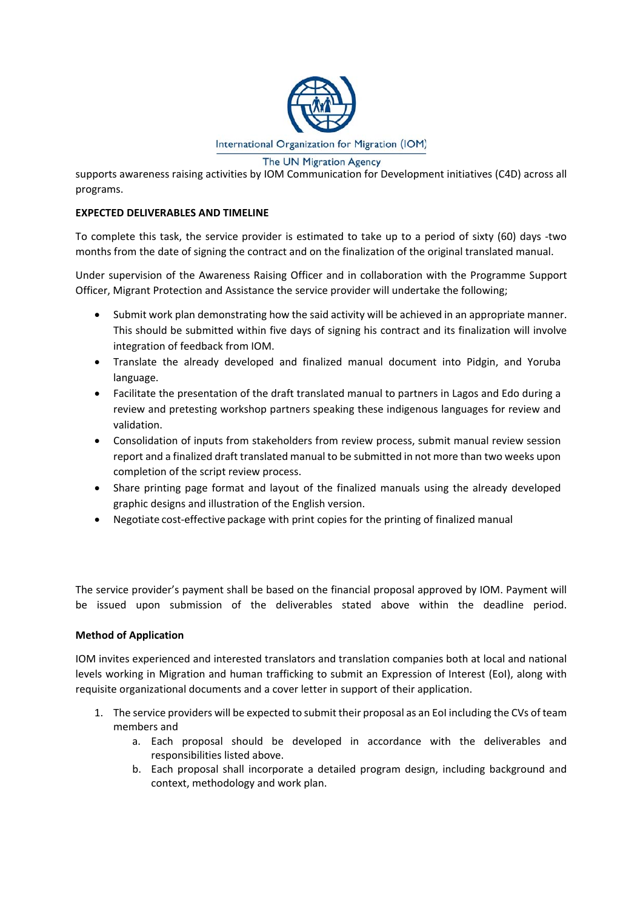supports awareness raising activities by IOM Communication for Development initiatives (C4D) across all programs.

**EXPECTED DELIVERABLES AND TIMELINE**

To complete this task, the service provider is estimated to take up to a period of sixty (60) days -two months from the date of signing the contract and on the finalization of the original translated manual.

Under supervision of the Awareness Raising Officer and in collaboration with the Programme Support Officer, Migrant Protection and Assistance the service provider will undertake the following;

- Submit work plan demonstrating how the said activity will be achieved in an appropriate manner. This should be submitted within five days of signing his contract and its finalization will involve integration of feedback from IOM.
- Translate the already developed and finalized manual document into Pidgin, and Yoruba language.
- Facilitate the presentation of the draft translated manual to partners in Lagos and Edo during a review and pretesting workshop partners speaking these indigenous languages for review and validation.
- Consolidation of inputs from stakeholders from review process, submit manual review session report and a finalized draft translated manual to be submitted in not more than two weeks upon completion of the script review process.
- Share printing page format and layout of the finalized manuals using the already developed graphic designs and illustration of the English version.
- Negotiate cost-effective package with print copies for the printing of finalized manual

The service provider's payment shall be based on the financial proposal approved by IOM. Payment will be issued upon submission of the deliverables stated above within the deadline period.

**Method of Application**

IOM invites experienced and interested translators and translation companies both at local and national levels working in Migration and human trafficking to submit an Expression of Interest (EoI), along with requisite organizational documents and a cover letter in support of their application.

1. The service providers will be expected to submit their proposal as an EoI including the CVs of team members and
    a. Each proposal should be developed in accordance with the deliverables and responsibilities listed above.
    b. Each proposal shall incorporate a detailed program design, including background and context, methodology and work plan.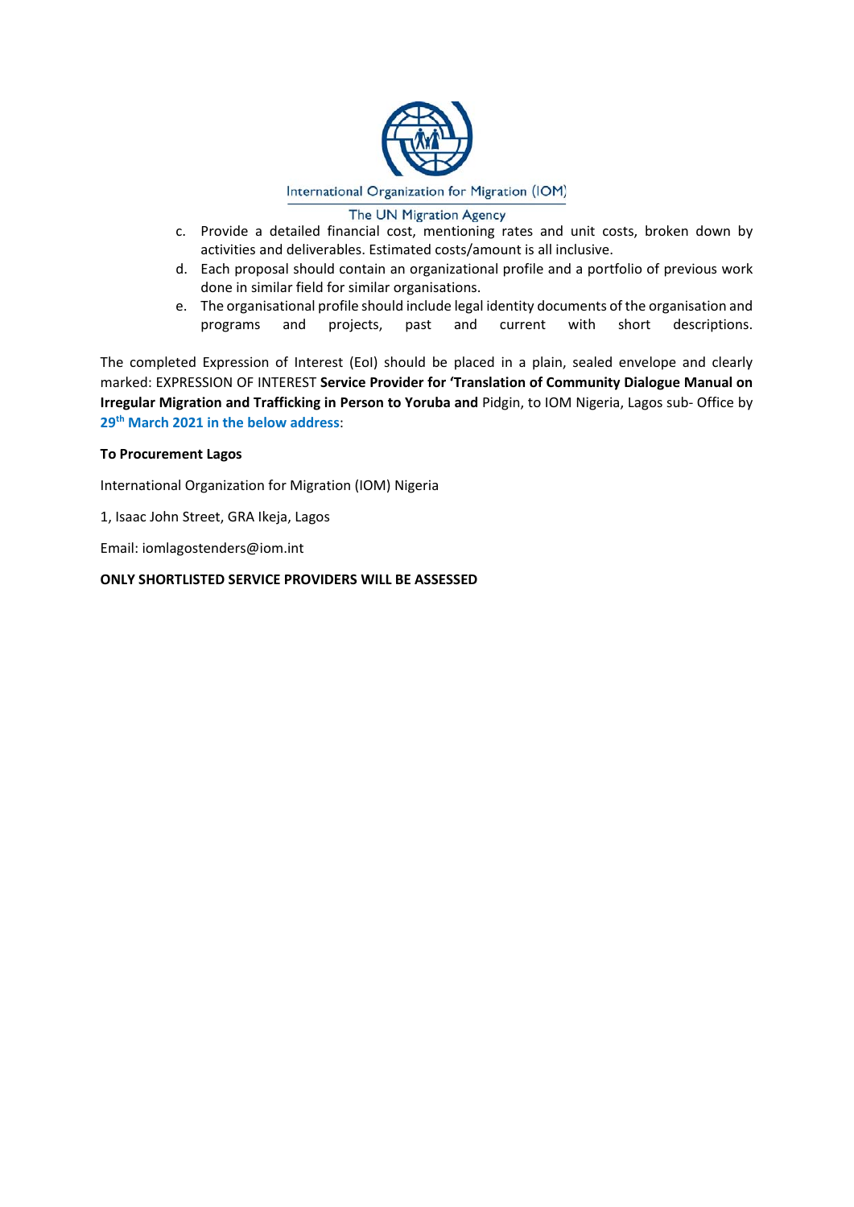c. Provide a detailed financial cost, mentioning rates and unit costs, broken down by activities and deliverables. Estimated costs/amount is all inclusive.
d. Each proposal should contain an organizational profile and a portfolio of previous work done in similar field for similar organisations.
e. The organisational profile should include legal identity documents of the organisation and programs and projects, past and current with short descriptions.

The completed Expression of Interest (EoI) should be placed in a plain, sealed envelope and clearly marked: EXPRESSION OF INTEREST **Service Provider for 'Translation of Community Dialogue Manual on Irregular Migration and Trafficking in Person to Yoruba and** Pidgin, to IOM Nigeria, Lagos sub- Office by **29th March 2021 in the below address**:

**To Procurement Lagos**

International Organization for Migration (IOM) Nigeria

1, Isaac John Street, GRA Ikeja, Lagos

Email: iomlagostenders@iom.int

**ONLY SHORTLISTED SERVICE PROVIDERS WILL BE ASSESSED**